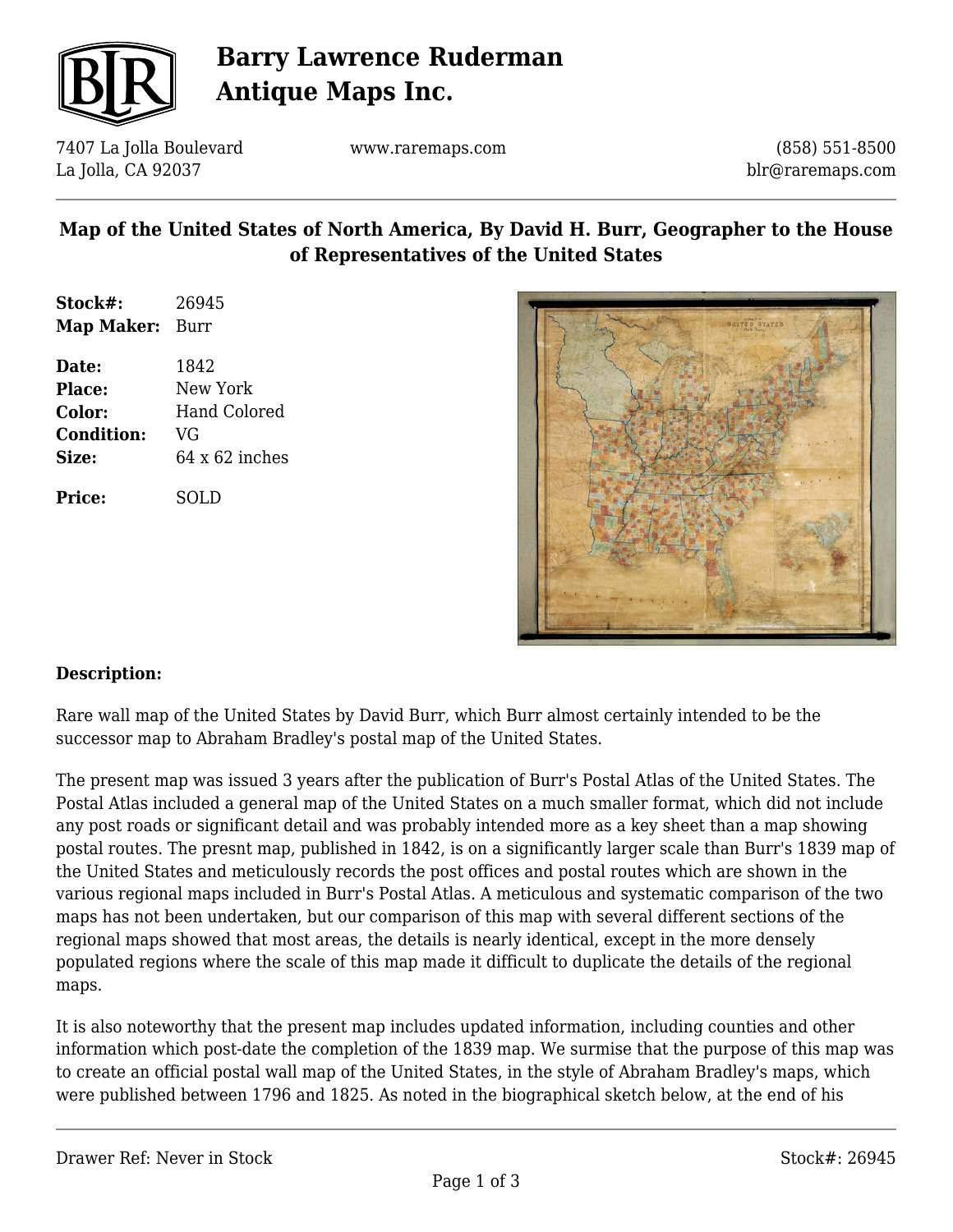# Barry Lawrence Ruderman Antique Maps Inc.

7407 La Jolla Boulevard
La Jolla, CA 92037

www.raremaps.com

(858) 551-8500
blr@raremaps.com

## Map of the United States of North America, By David H. Burr, Geographer to the House of Representatives of the United States

**Stock#:** 26945
**Map Maker:** Burr

**Date:** 1842
**Place:** New York
**Color:** Hand Colored
**Condition:** VG
**Size:** 64 x 62 inches

**Price:** SOLD

### Description:

Rare wall map of the United States by David Burr, which Burr almost certainly intended to be the successor map to Abraham Bradley's postal map of the United States.

The present map was issued 3 years after the publication of Burr's Postal Atlas of the United States. The Postal Atlas included a general map of the United States on a much smaller format, which did not include any post roads or significant detail and was probably intended more as a key sheet than a map showing postal routes. The presnt map, published in 1842, is on a significantly larger scale than Burr's 1839 map of the United States and meticulously records the post offices and postal routes which are shown in the various regional maps included in Burr's Postal Atlas. A meticulous and systematic comparison of the two maps has not been undertaken, but our comparison of this map with several different sections of the regional maps showed that most areas, the details is nearly identical, except in the more densely populated regions where the scale of this map made it difficult to duplicate the details of the regional maps.

It is also noteworthy that the present map includes updated information, including counties and other information which post-date the completion of the 1839 map. We surmise that the purpose of this map was to create an official postal wall map of the United States, in the style of Abraham Bradley's maps, which were published between 1796 and 1825. As noted in the biographical sketch below, at the end of his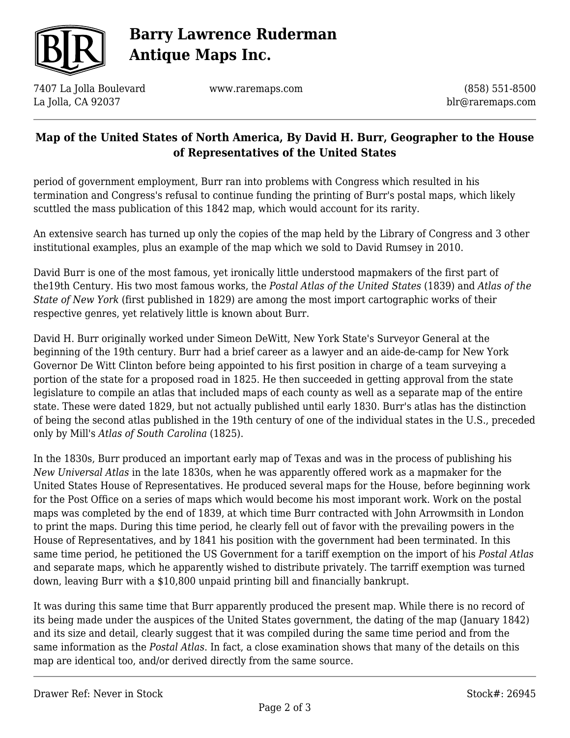period of government employment, Burr ran into problems with Congress which resulted in his termination and Congress's refusal to continue funding the printing of Burr's postal maps, which likely scuttled the mass publication of this 1842 map, which would account for its rarity.

An extensive search has turned up only the copies of the map held by the Library of Congress and 3 other institutional examples, plus an example of the map which we sold to David Rumsey in 2010.

David Burr is one of the most famous, yet ironically little understood mapmakers of the first part of the19th Century. His two most famous works, the *Postal Atlas of the United States* (1839) and *Atlas of the State of New York* (first published in 1829) are among the most import cartographic works of their respective genres, yet relatively little is known about Burr.

David H. Burr originally worked under Simeon DeWitt, New York State's Surveyor General at the beginning of the 19th century. Burr had a brief career as a lawyer and an aide-de-camp for New York Governor De Witt Clinton before being appointed to his first position in charge of a team surveying a portion of the state for a proposed road in 1825. He then succeeded in getting approval from the state legislature to compile an atlas that included maps of each county as well as a separate map of the entire state. These were dated 1829, but not actually published until early 1830. Burr's atlas has the distinction of being the second atlas published in the 19th century of one of the individual states in the U.S., preceded only by Mill's *Atlas of South Carolina* (1825).

In the 1830s, Burr produced an important early map of Texas and was in the process of publishing his *New Universal Atlas* in the late 1830s, when he was apparently offered work as a mapmaker for the United States House of Representatives. He produced several maps for the House, before beginning work for the Post Office on a series of maps which would become his most imporant work. Work on the postal maps was completed by the end of 1839, at which time Burr contracted with John Arrowmsith in London to print the maps. During this time period, he clearly fell out of favor with the prevailing powers in the House of Representatives, and by 1841 his position with the government had been terminated. In this same time period, he petitioned the US Government for a tariff exemption on the import of his *Postal Atlas* and separate maps, which he apparently wished to distribute privately. The tarriff exemption was turned down, leaving Burr with a $10,800 unpaid printing bill and financially bankrupt.

It was during this same time that Burr apparently produced the present map. While there is no record of its being made under the auspices of the United States government, the dating of the map (January 1842) and its size and detail, clearly suggest that it was compiled during the same time period and from the same information as the *Postal Atlas*. In fact, a close examination shows that many of the details on this map are identical too, and/or derived directly from the same source.

Drawer Ref: Never in Stock

Stock#: 26945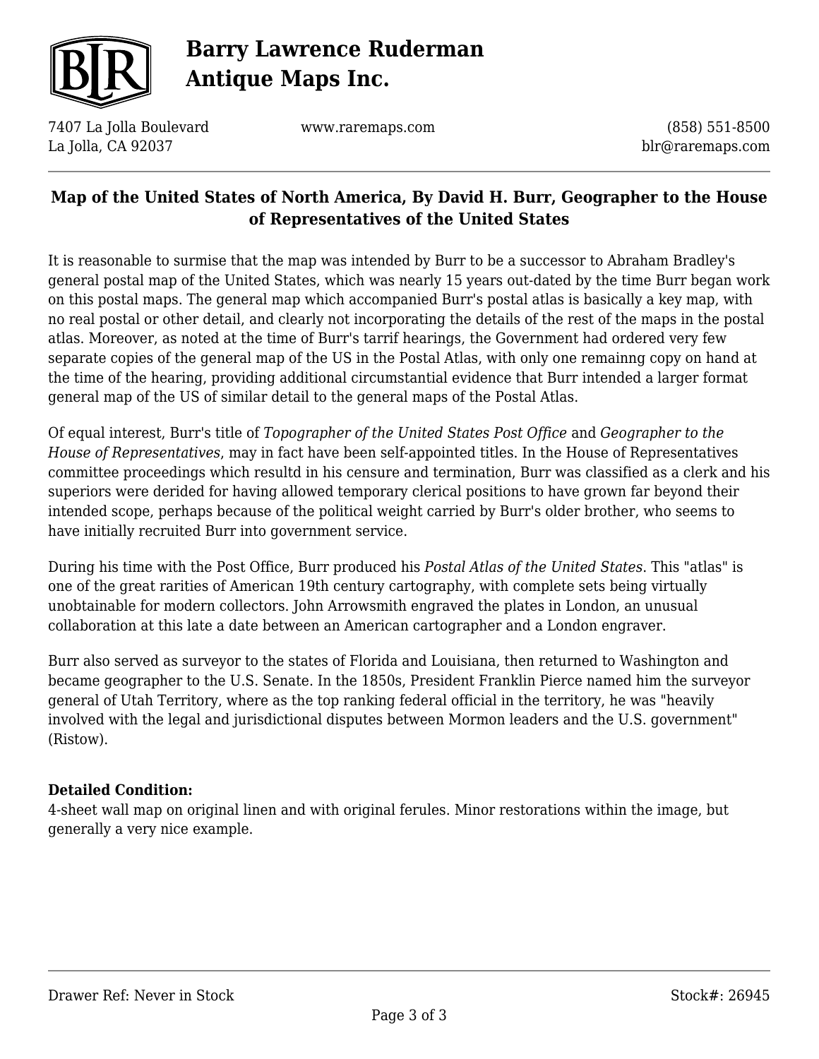## Map of the United States of North America, By David H. Burr, Geographer to the House of Representatives of the United States

It is reasonable to surmise that the map was intended by Burr to be a successor to Abraham Bradley's general postal map of the United States, which was nearly 15 years out-dated by the time Burr began work on this postal maps. The general map which accompanied Burr's postal atlas is basically a key map, with no real postal or other detail, and clearly not incorporating the details of the rest of the maps in the postal atlas. Moreover, as noted at the time of Burr's tarrif hearings, the Government had ordered very few separate copies of the general map of the US in the Postal Atlas, with only one remainng copy on hand at the time of the hearing, providing additional circumstantial evidence that Burr intended a larger format general map of the US of similar detail to the general maps of the Postal Atlas.

Of equal interest, Burr's title of *Topographer of the United States Post Office* and *Geographer to the House of Representatives*, may in fact have been self-appointed titles. In the House of Representatives committee proceedings which resultd in his censure and termination, Burr was classified as a clerk and his superiors were derided for having allowed temporary clerical positions to have grown far beyond their intended scope, perhaps because of the political weight carried by Burr's older brother, who seems to have initially recruited Burr into government service.

During his time with the Post Office, Burr produced his *Postal Atlas of the United States*. This "atlas" is one of the great rarities of American 19th century cartography, with complete sets being virtually unobtainable for modern collectors. John Arrowsmith engraved the plates in London, an unusual collaboration at this late a date between an American cartographer and a London engraver.

Burr also served as surveyor to the states of Florida and Louisiana, then returned to Washington and became geographer to the U.S. Senate. In the 1850s, President Franklin Pierce named him the surveyor general of Utah Territory, where as the top ranking federal official in the territory, he was "heavily involved with the legal and jurisdictional disputes between Mormon leaders and the U.S. government" (Ristow).

**Detailed Condition:**
4-sheet wall map on original linen and with original ferules. Minor restorations within the image, but generally a very nice example.

Drawer Ref: Never in Stock

Stock#: 26945